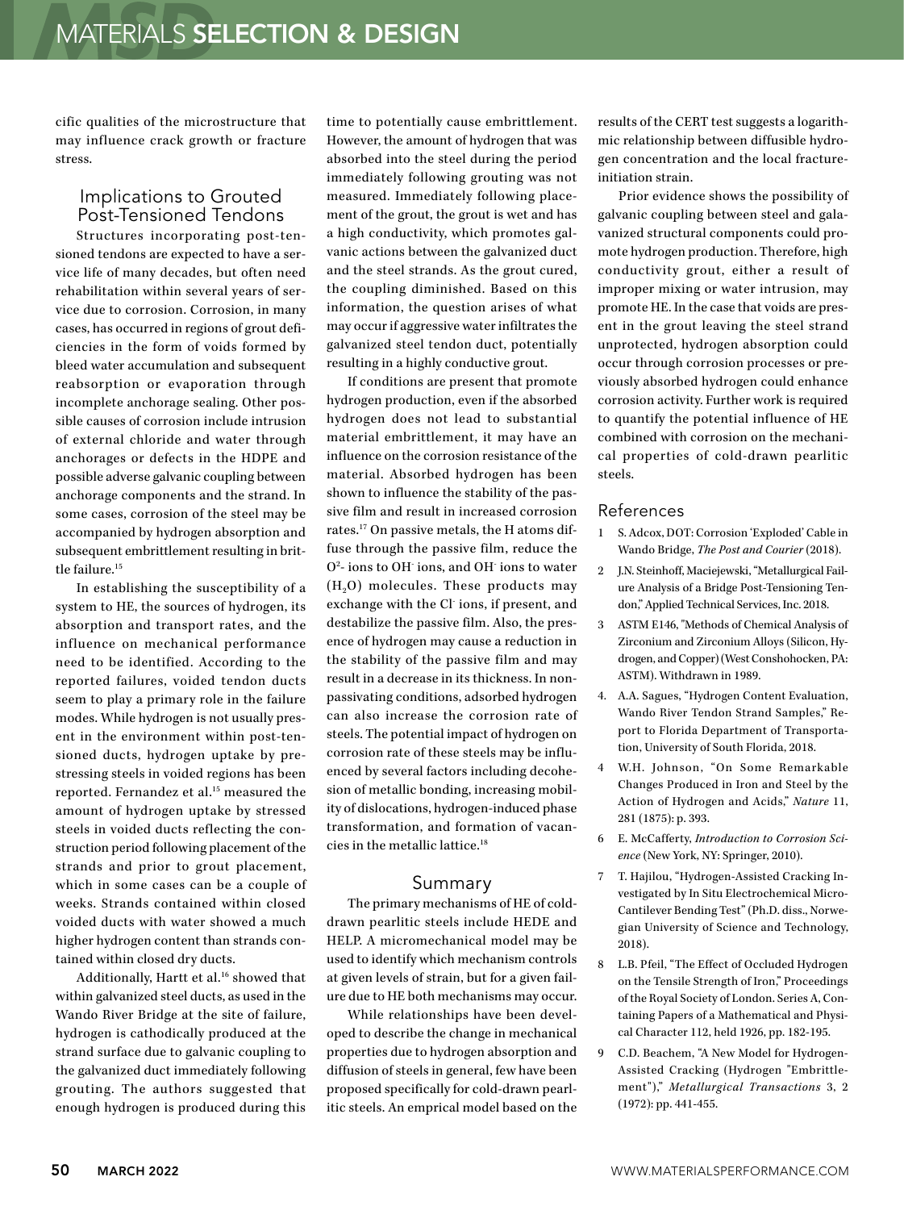cific qualities of the microstructure that may influence crack growth or fracture stress.

## Implications to Grouted Post-Tensioned Tendons

Structures incorporating post-tensioned tendons are expected to have a service life of many decades, but often need rehabilitation within several years of service due to corrosion. Corrosion, in many cases, has occurred in regions of grout deficiencies in the form of voids formed by bleed water accumulation and subsequent reabsorption or evaporation through incomplete anchorage sealing. Other possible causes of corrosion include intrusion of external chloride and water through anchorages or defects in the HDPE and possible adverse galvanic coupling between anchorage components and the strand. In some cases, corrosion of the steel may be accompanied by hydrogen absorption and subsequent embrittlement resulting in brittle failure.[15]

In establishing the susceptibility of a system to HE, the sources of hydrogen, its absorption and transport rates, and the influence on mechanical performance need to be identified. According to the reported failures, voided tendon ducts seem to play a primary role in the failure modes. While hydrogen is not usually present in the environment within post-tensioned ducts, hydrogen uptake by prestressing steels in voided regions has been reported. Fernandez et al.[15] measured the amount of hydrogen uptake by stressed steels in voided ducts reflecting the construction period following placement of the strands and prior to grout placement, which in some cases can be a couple of weeks. Strands contained within closed voided ducts with water showed a much higher hydrogen content than strands contained within closed dry ducts.

Additionally, Hartt et al.[16] showed that within galvanized steel ducts, as used in the Wando River Bridge at the site of failure, hydrogen is cathodically produced at the strand surface due to galvanic coupling to the galvanized duct immediately following grouting. The authors suggested that enough hydrogen is produced during this time to potentially cause embrittlement. However, the amount of hydrogen that was absorbed into the steel during the period immediately following grouting was not measured. Immediately following placement of the grout, the grout is wet and has a high conductivity, which promotes galvanic actions between the galvanized duct and the steel strands. As the grout cured, the coupling diminished. Based on this information, the question arises of what may occur if aggressive water infiltrates the galvanized steel tendon duct, potentially resulting in a highly conductive grout.

If conditions are present that promote hydrogen production, even if the absorbed hydrogen does not lead to substantial material embrittlement, it may have an influence on the corrosion resistance of the material. Absorbed hydrogen has been shown to influence the stability of the passive film and result in increased corrosion rates.[17] On passive metals, the H atoms diffuse through the passive film, reduce the $O^{2-}$ ions to $OH^-$ ions, and $OH^-$ ions to water ($H_2O$) molecules. These products may exchange with the $Cl^-$ ions, if present, and destabilize the passive film. Also, the presence of hydrogen may cause a reduction in the stability of the passive film and may result in a decrease in its thickness. In nonpassivating conditions, adsorbed hydrogen can also increase the corrosion rate of steels. The potential impact of hydrogen on corrosion rate of these steels may be influenced by several factors including decohesion of metallic bonding, increasing mobility of dislocations, hydrogen-induced phase transformation, and formation of vacancies in the metallic lattice.[18]

## Summary

The primary mechanisms of HE of cold-drawn pearlitic steels include HEDE and HELP. A micromechanical model may be used to identify which mechanism controls at given levels of strain, but for a given failure due to HE both mechanisms may occur.

While relationships have been developed to describe the change in mechanical properties due to hydrogen absorption and diffusion of steels in general, few have been proposed specifically for cold-drawn pearlitic steels. An emprical model based on the results of the CERT test suggests a logarithmic relationship between diffusible hydrogen concentration and the local fracture-initiation strain.

Prior evidence shows the possibility of galvanic coupling between steel and galavanized structural components could promote hydrogen production. Therefore, high conductivity grout, either a result of improper mixing or water intrusion, may promote HE. In the case that voids are present in the grout leaving the steel strand unprotected, hydrogen absorption could occur through corrosion processes or previously absorbed hydrogen could enhance corrosion activity. Further work is required to quantify the potential influence of HE combined with corrosion on the mechanical properties of cold-drawn pearlitic steels.

## References

1 S. Adcox, DOT: Corrosion 'Exploded' Cable in Wando Bridge, *The Post and Courier* (2018).

2 J.N. Steinhoff, Maciejewski, "Metallurgical Failure Analysis of a Bridge Post-Tensioning Tendon," Applied Technical Services, Inc. 2018.

3 ASTM E146, "Methods of Chemical Analysis of Zirconium and Zirconium Alloys (Silicon, Hydrogen, and Copper) (West Conshohocken, PA: ASTM). Withdrawn in 1989.

4. A.A. Sagues, "Hydrogen Content Evaluation, Wando River Tendon Strand Samples," Report to Florida Department of Transportation, University of South Florida, 2018.

4 W.H. Johnson, "On Some Remarkable Changes Produced in Iron and Steel by the Action of Hydrogen and Acids," *Nature* 11, 281 (1875): p. 393.

6 E. McCafferty, *Introduction to Corrosion Science* (New York, NY: Springer, 2010).

7 T. Hajilou, "Hydrogen-Assisted Cracking Investigated by In Situ Electrochemical Micro-Cantilever Bending Test" (Ph.D. diss., Norwegian University of Science and Technology, 2018).

8 L.B. Pfeil, "The Effect of Occluded Hydrogen on the Tensile Strength of Iron," Proceedings of the Royal Society of London. Series A, Containing Papers of a Mathematical and Physical Character 112, held 1926, pp. 182-195.

9 C.D. Beachem, "A New Model for Hydrogen-Assisted Cracking (Hydrogen "Embrittlement")," *Metallurgical Transactions* 3, 2 (1972): pp. 441-455.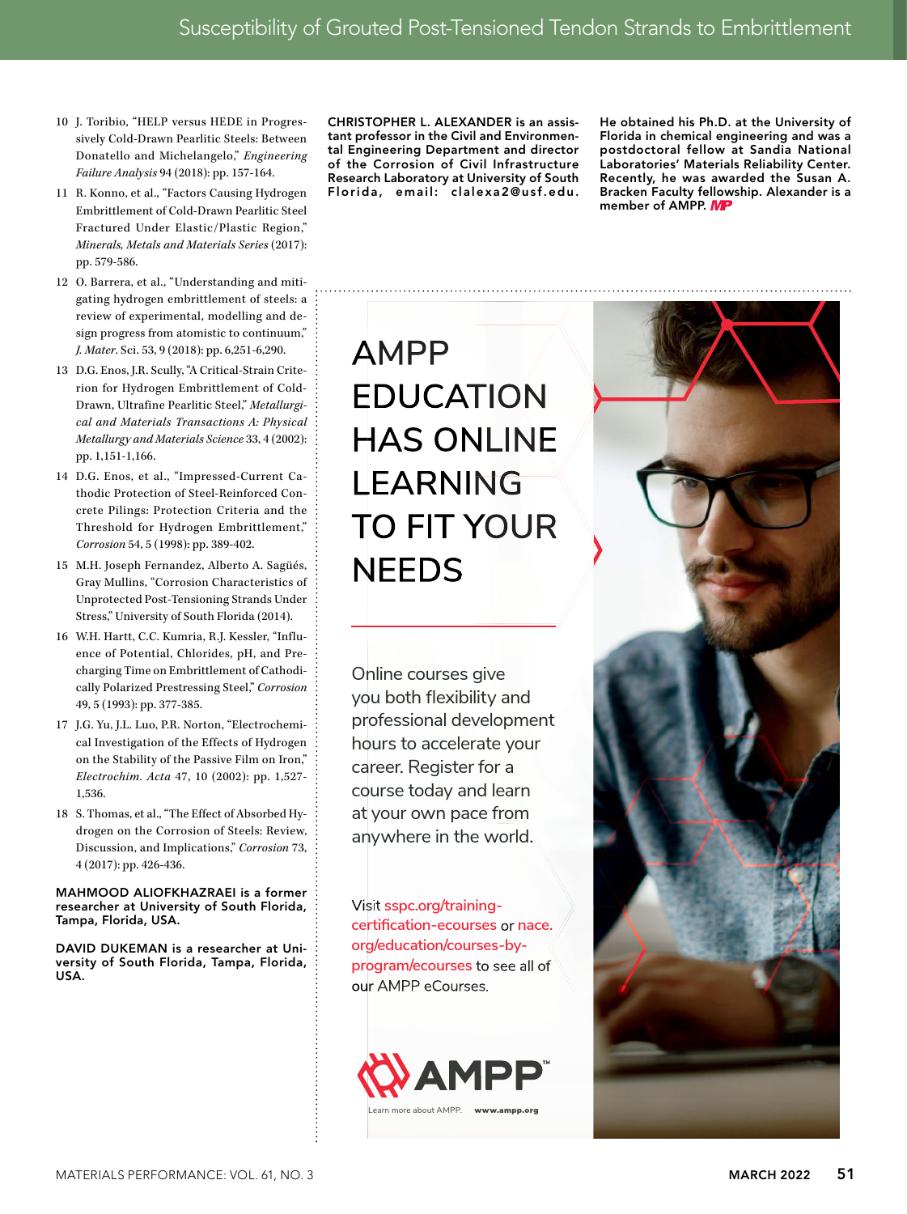10 J. Toribio, "HELP versus HEDE in Progressively Cold-Drawn Pearlitic Steels: Between Donatello and Michelangelo," *Engineering Failure Analysis* 94 (2018): pp. 157-164.

11 R. Konno, et al., "Factors Causing Hydrogen Embrittlement of Cold-Drawn Pearlitic Steel Fractured Under Elastic/Plastic Region," *Minerals, Metals and Materials Series* (2017): pp. 579-586.

12 O. Barrera, et al., "Understanding and mitigating hydrogen embrittlement of steels: a review of experimental, modelling and design progress from atomistic to continuum," *J. Mater*. Sci. 53, 9 (2018): pp. 6,251-6,290.

13 D.G. Enos, J.R. Scully, "A Critical-Strain Criterion for Hydrogen Embrittlement of Cold-Drawn, Ultrafine Pearlitic Steel," *Metallurgical and Materials Transactions A: Physical Metallurgy and Materials Science* 33, 4 (2002): pp. 1,151-1,166.

14 D.G. Enos, et al., "Impressed-Current Cathodic Protection of Steel-Reinforced Concrete Pilings: Protection Criteria and the Threshold for Hydrogen Embrittlement," *Corrosion* 54, 5 (1998): pp. 389-402.

15 M.H. Joseph Fernandez, Alberto A. Sagüés, Gray Mullins, "Corrosion Characteristics of Unprotected Post-Tensioning Strands Under Stress," University of South Florida (2014).

16 W.H. Hartt, C.C. Kumria, R.J. Kessler, "Influence of Potential, Chlorides, pH, and Precharging Time on Embrittlement of Cathodically Polarized Prestressing Steel," *Corrosion* 49, 5 (1993): pp. 377-385.

17 J.G. Yu, J.L. Luo, P.R. Norton, "Electrochemical Investigation of the Effects of Hydrogen on the Stability of the Passive Film on Iron," *Electrochim. Acta* 47, 10 (2002): pp. 1,527-1,536.

18 S. Thomas, et al., "The Effect of Absorbed Hydrogen on the Corrosion of Steels: Review, Discussion, and Implications," *Corrosion* 73, 4 (2017): pp. 426-436.

**MAHMOOD ALIOFKHAZRAEI is a former researcher at University of South Florida, Tampa, Florida, USA.**

**DAVID DUKEMAN is a researcher at University of South Florida, Tampa, Florida, USA.**

**CHRISTOPHER L. ALEXANDER is an assistant professor in the Civil and Environmental Engineering Department and director of the Corrosion of Civil Infrastructure Research Laboratory at University of South Florida, email: clalexa2@usf.edu. He obtained his Ph.D. at the University of Florida in chemical engineering and was a postdoctoral fellow at Sandia National Laboratories' Materials Reliability Center. Recently, he was awarded the Susan A. Bracken Faculty fellowship. Alexander is a member of AMPP.**

# AMPP EDUCATION HAS ONLINE LEARNING TO FIT YOUR NEEDS

Online courses give you both flexibility and professional development hours to accelerate your career. Register for a course today and learn at your own pace from anywhere in the world.

Visit sspc.org/training-certification-ecourses or nace.org/education/courses-by-program/ecourses to see all of our AMPP eCourses.

AMPP™

Learn more about AMPP. www.ampp.org